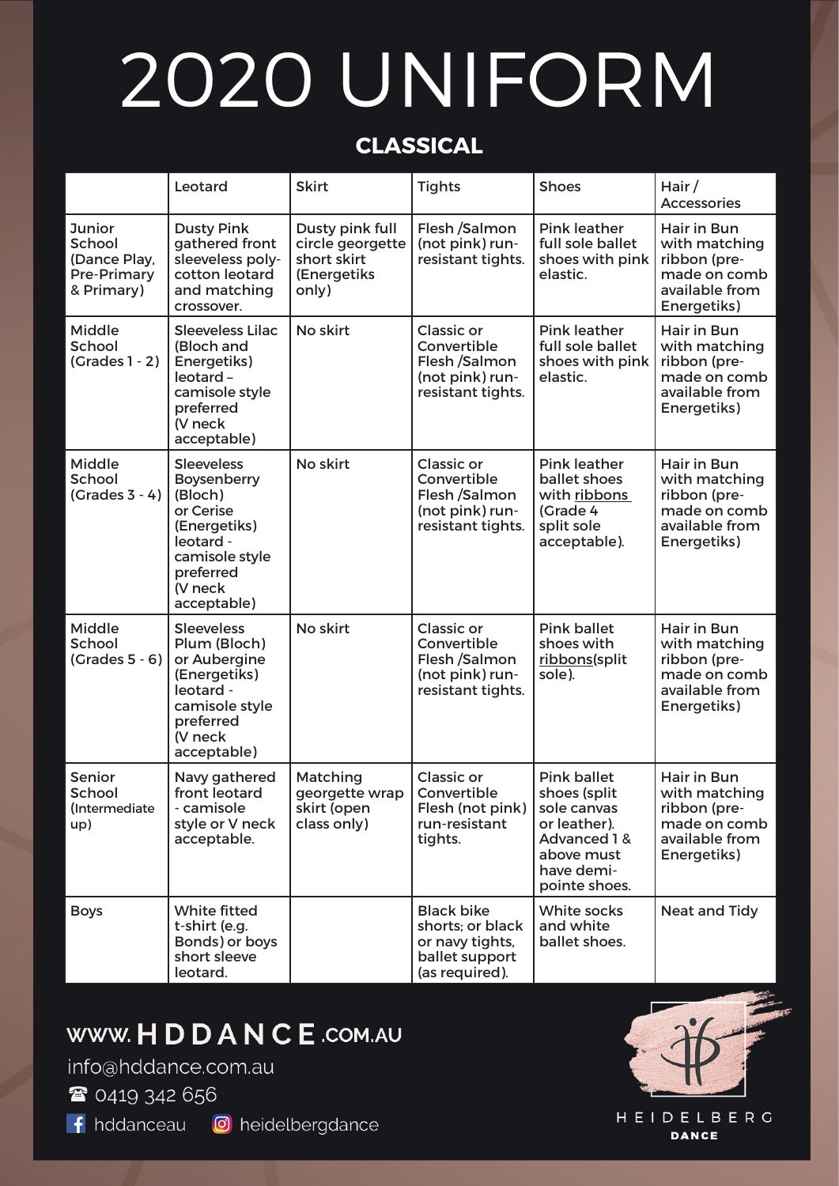# 2020 UNIFORM

## CLASSICAL

| | Leotard | Skirt | Tights | Shoes | Hair / Accessories |
|---|---|---|---|---|---|
| Junior School (Dance Play, Pre-Primary & Primary) | Dusty Pink gathered front sleeveless poly-cotton leotard and matching crossover. | Dusty pink full circle georgette short skirt (Energetiks only) | Flesh /Salmon (not pink) run-resistant tights. | Pink leather full sole ballet shoes with pink elastic. | Hair in Bun with matching ribbon (pre-made on comb available from Energetiks) |
| Middle School (Grades 1 - 2) | Sleeveless Lilac (Bloch and Energetiks) leotard – camisole style preferred (V neck acceptable) | No skirt | Classic or Convertible Flesh /Salmon (not pink) run-resistant tights. | Pink leather full sole ballet shoes with pink elastic. | Hair in Bun with matching ribbon (pre-made on comb available from Energetiks) |
| Middle School (Grades 3 - 4) | Sleeveless Boysenberry (Bloch) or Cerise (Energetiks) leotard - camisole style preferred (V neck acceptable) | No skirt | Classic or Convertible Flesh /Salmon (not pink) run-resistant tights. | Pink leather ballet shoes with ribbons (Grade 4 split sole acceptable). | Hair in Bun with matching ribbon (pre-made on comb available from Energetiks) |
| Middle School (Grades 5 - 6) | Sleeveless Plum (Bloch) or Aubergine (Energetiks) leotard - camisole style preferred (V neck acceptable) | No skirt | Classic or Convertible Flesh /Salmon (not pink) run-resistant tights. | Pink ballet shoes with ribbons(split sole). | Hair in Bun with matching ribbon (pre-made on comb available from Energetiks) |
| Senior School (Intermediate up) | Navy gathered front leotard - camisole style or V neck acceptable. | Matching georgette wrap skirt (open class only) | Classic or Convertible Flesh (not pink) run-resistant tights. | Pink ballet shoes (split sole canvas or leather). Advanced 1 & above must have demi-pointe shoes. | Hair in Bun with matching ribbon (pre-made on comb available from Energetiks) |
| Boys | White fitted t-shirt (e.g. Bonds) or boys short sleeve leotard. | | Black bike shorts; or black or navy tights, ballet support (as required). | White socks and white ballet shoes. | Neat and Tidy |

WWW.HDDANCE.COM.AU

info@hddance.com.au

0419 342 656

hddanceau heidelbergdance

HEIDELBERG DANCE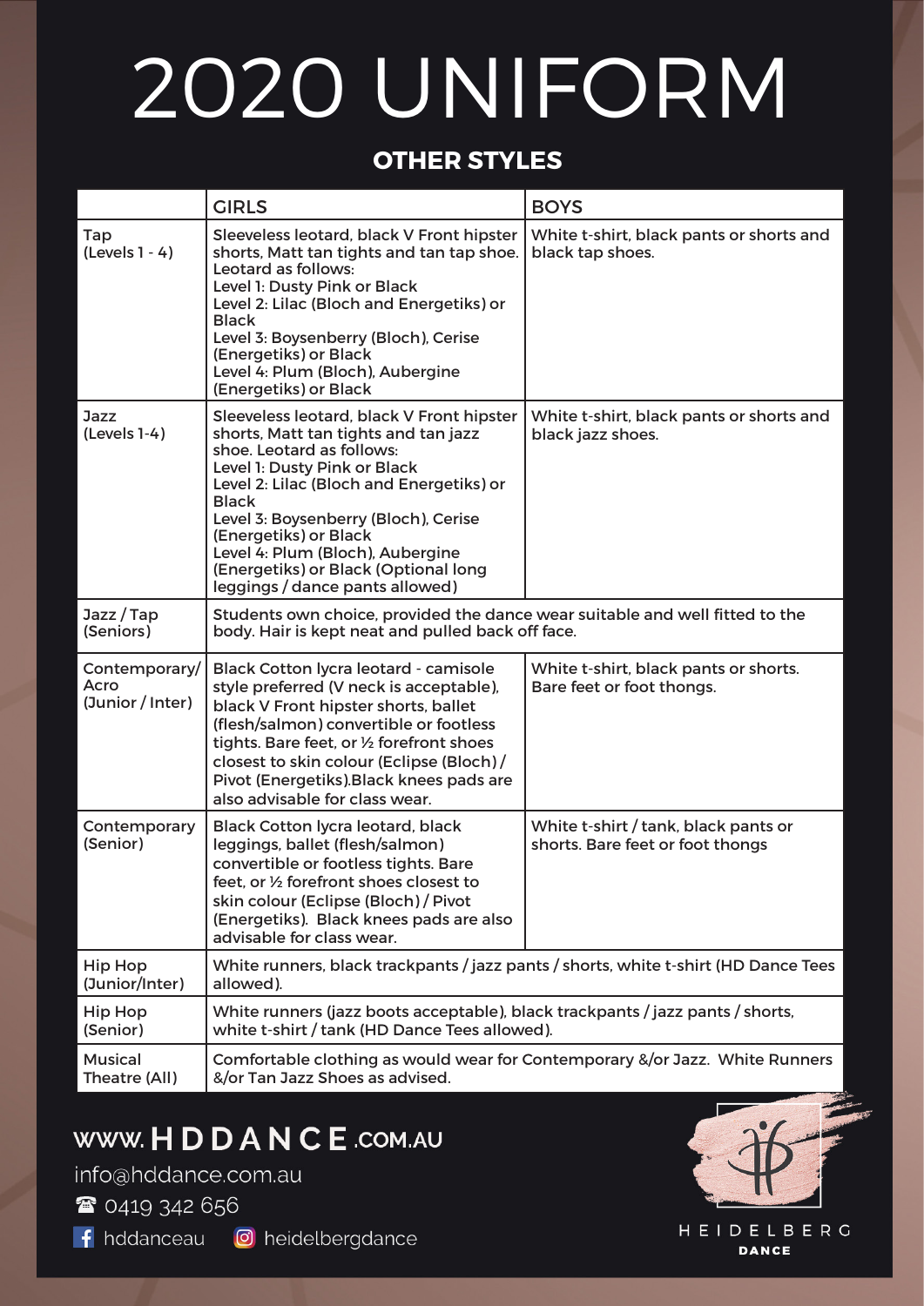# 2020 UNIFORM

## OTHER STYLES

| | GIRLS | BOYS |
|---|---|---|
| Tap (Levels 1 - 4) | Sleeveless leotard, black V Front hipster shorts, Matt tan tights and tan tap shoe. Leotard as follows: Level 1: Dusty Pink or Black Level 2: Lilac (Bloch and Energetiks) or Black Level 3: Boysenberry (Bloch), Cerise (Energetiks) or Black Level 4: Plum (Bloch), Aubergine (Energetiks) or Black | White t-shirt, black pants or shorts and black tap shoes. |
| Jazz (Levels 1-4) | Sleeveless leotard, black V Front hipster shorts, Matt tan tights and tan jazz shoe. Leotard as follows: Level 1: Dusty Pink or Black Level 2: Lilac (Bloch and Energetiks) or Black Level 3: Boysenberry (Bloch), Cerise (Energetiks) or Black Level 4: Plum (Bloch), Aubergine (Energetiks) or Black (Optional long leggings / dance pants allowed) | White t-shirt, black pants or shorts and black jazz shoes. |
| Jazz / Tap (Seniors) | Students own choice, provided the dance wear suitable and well fitted to the body. Hair is kept neat and pulled back off face. | |
| Contemporary/ Acro (Junior / Inter) | Black Cotton lycra leotard - camisole style preferred (V neck is acceptable), black V Front hipster shorts, ballet (flesh/salmon) convertible or footless tights. Bare feet, or ½ forefront shoes closest to skin colour (Eclipse (Bloch) / Pivot (Energetiks).Black knees pads are also advisable for class wear. | White t-shirt, black pants or shorts. Bare feet or foot thongs. |
| Contemporary (Senior) | Black Cotton lycra leotard, black leggings, ballet (flesh/salmon) convertible or footless tights. Bare feet, or ½ forefront shoes closest to skin colour (Eclipse (Bloch) / Pivot (Energetiks). Black knees pads are also advisable for class wear. | White t-shirt / tank, black pants or shorts. Bare feet or foot thongs |
| Hip Hop (Junior/Inter) | White runners, black trackpants / jazz pants / shorts, white t-shirt (HD Dance Tees allowed). | |
| Hip Hop (Senior) | White runners (jazz boots acceptable), black trackpants / jazz pants / shorts, white t-shirt / tank (HD Dance Tees allowed). | |
| Musical Theatre (All) | Comfortable clothing as would wear for Contemporary &/or Jazz. White Runners &/or Tan Jazz Shoes as advised. | |

**WWW.HDDANCE.COM.AU**

info@hddance.com.au

☎ 0419 342 656

hddanceau | heidelbergdance

HEIDELBERG DANCE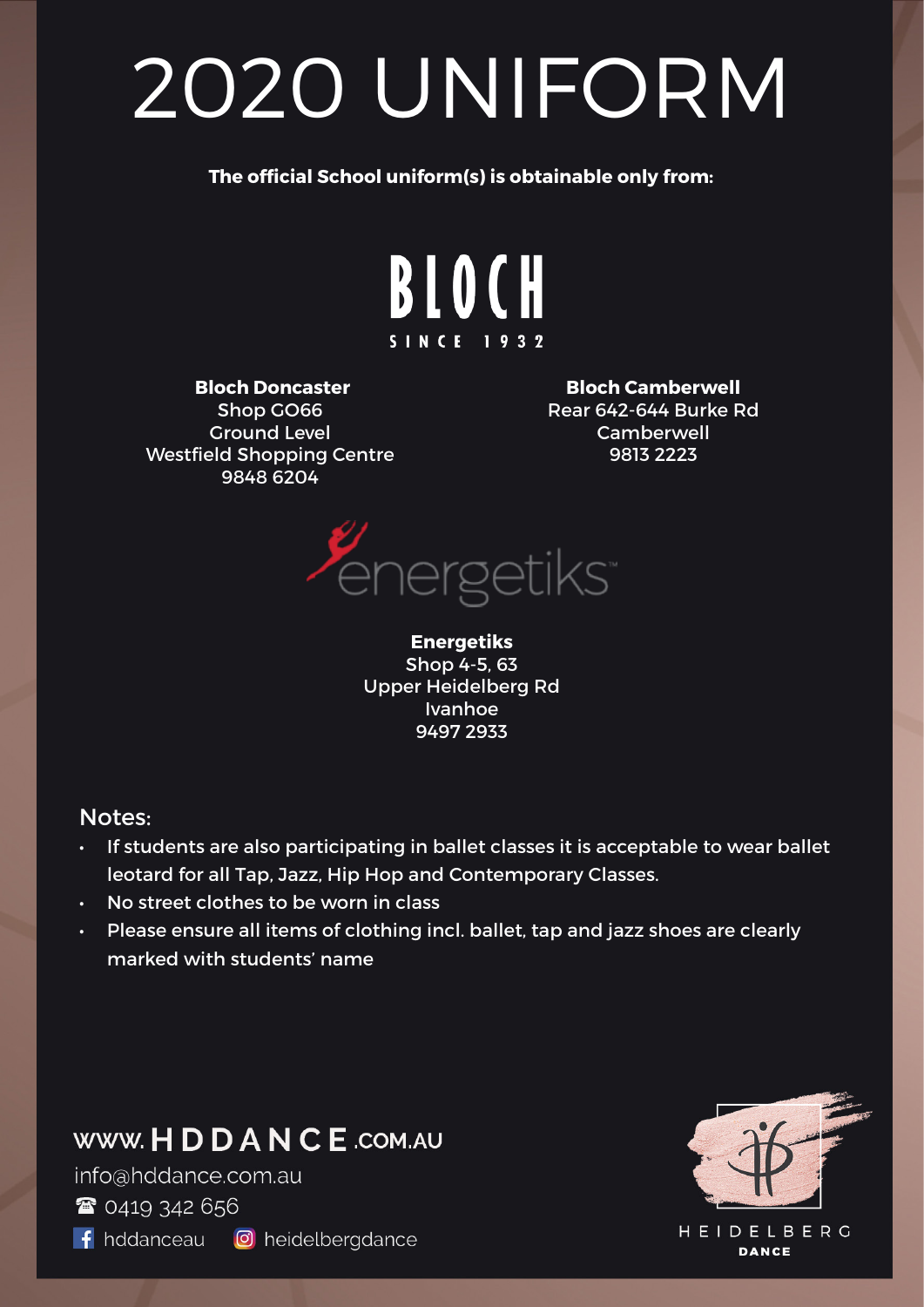# 2020 UNIFORM

**The official School uniform(s) is obtainable only from:**

BLOCH

SINCE 1932

**Bloch Doncaster**
Shop GO66
Ground Level
Westfield Shopping Centre
9848 6204

**Bloch Camberwell**
Rear 642-644 Burke Rd
Camberwell
9813 2223

energetiks

**Energetiks**
Shop 4-5, 63
Upper Heidelberg Rd
Ivanhoe
9497 2933

## Notes:

- If students are also participating in ballet classes it is acceptable to wear ballet leotard for all Tap, Jazz, Hip Hop and Contemporary Classes.
- No street clothes to be worn in class
- Please ensure all items of clothing incl. ballet, tap and jazz shoes are clearly marked with students' name

WWW.HDDANCE.COM.AU
info@hddance.com.au
0419 342 656
hddanceau  heidelbergdance

HEIDELBERG DANCE